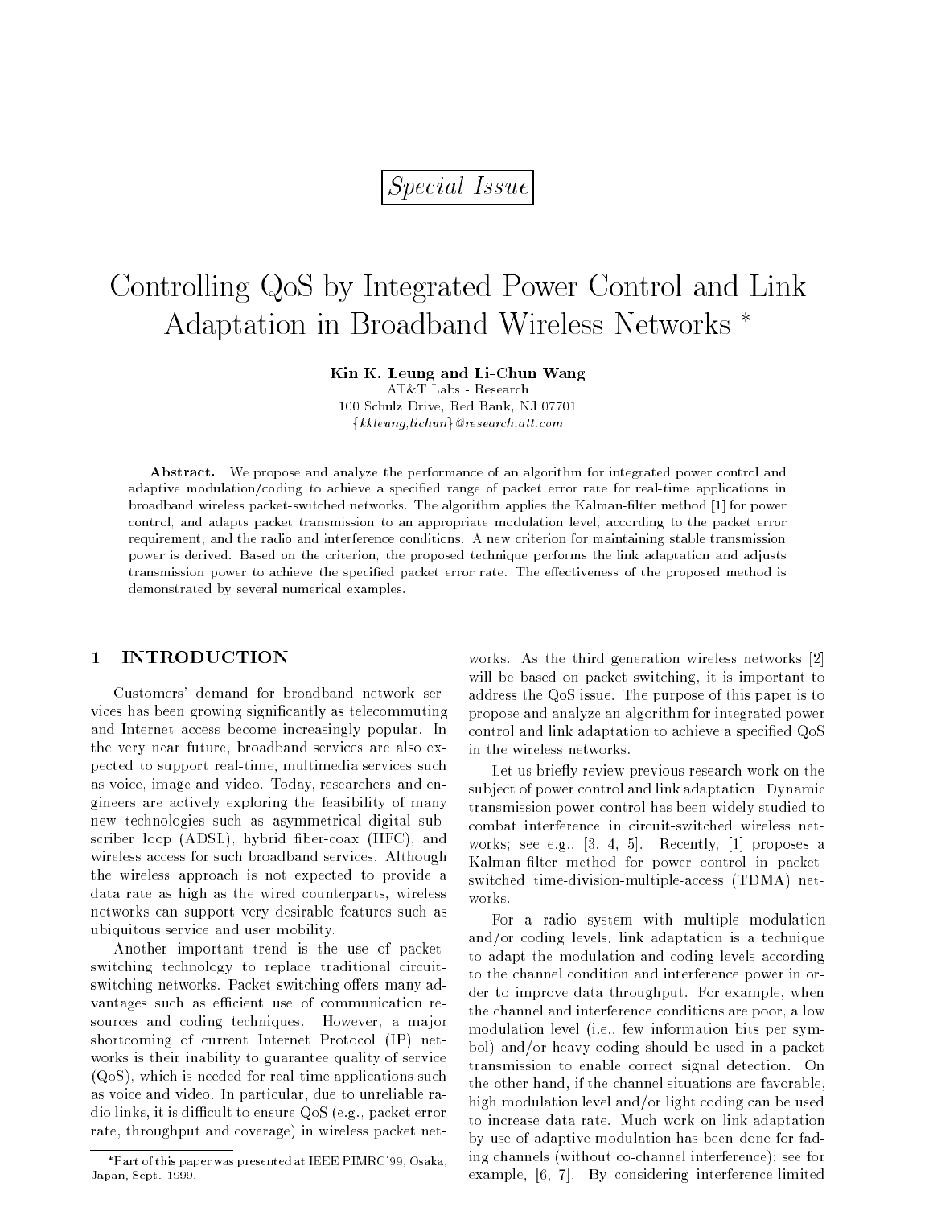*Special Issue*

# Controlling QoS by Integrated Power Control and Link Adaptation in Broadband Wireless Networks *

**Kin K. Leung and Li-Chun Wang**

AT&T Labs - Research
100 Schulz Drive, Red Bank, NJ 07701
{*kkleung,lichun*}*@research.att.com*

**Abstract.** We propose and analyze the performance of an algorithm for integrated power control and adaptive modulation/coding to achieve a specified range of packet error rate for real-time applications in broadband wireless packet-switched networks. The algorithm applies the Kalman-filter method [1] for power control, and adapts packet transmission to an appropriate modulation level, according to the packet error requirement, and the radio and interference conditions. A new criterion for maintaining stable transmission power is derived. Based on the criterion, the proposed technique performs the link adaptation and adjusts transmission power to achieve the specified packet error rate. The effectiveness of the proposed method is demonstrated by several numerical examples.

## 1 INTRODUCTION

Customers' demand for broadband network services has been growing significantly as telecommuting and Internet access become increasingly popular. In the very near future, broadband services are also expected to support real-time, multimedia services such as voice, image and video. Today, researchers and engineers are actively exploring the feasibility of many new technologies such as asymmetrical digital subscriber loop (ADSL), hybrid fiber-coax (HFC), and wireless access for such broadband services. Although the wireless approach is not expected to provide a data rate as high as the wired counterparts, wireless networks can support very desirable features such as ubiquitous service and user mobility.

Another important trend is the use of packet-switching technology to replace traditional circuit-switching networks. Packet switching offers many advantages such as efficient use of communication resources and coding techniques. However, a major shortcoming of current Internet Protocol (IP) networks is their inability to guarantee quality of service (QoS), which is needed for real-time applications such as voice and video. In particular, due to unreliable radio links, it is difficult to ensure QoS (e.g., packet error rate, throughput and coverage) in wireless packet networks. As the third generation wireless networks [2] will be based on packet switching, it is important to address the QoS issue. The purpose of this paper is to propose and analyze an algorithm for integrated power control and link adaptation to achieve a specified QoS in the wireless networks.

Let us briefly review previous research work on the subject of power control and link adaptation. Dynamic transmission power control has been widely studied to combat interference in circuit-switched wireless networks; see e.g., [3, 4, 5]. Recently, [1] proposes a Kalman-filter method for power control in packet-switched time-division-multiple-access (TDMA) networks.

For a radio system with multiple modulation and/or coding levels, link adaptation is a technique to adapt the modulation and coding levels according to the channel condition and interference power in order to improve data throughput. For example, when the channel and interference conditions are poor, a low modulation level (i.e., few information bits per symbol) and/or heavy coding should be used in a packet transmission to enable correct signal detection. On the other hand, if the channel situations are favorable, high modulation level and/or light coding can be used to increase data rate. Much work on link adaptation by use of adaptive modulation has been done for fading channels (without co-channel interference); see for example, [6, 7]. By considering interference-limited

*Part of this paper was presented at IEEE PIMRC'99, Osaka, Japan, Sept. 1999.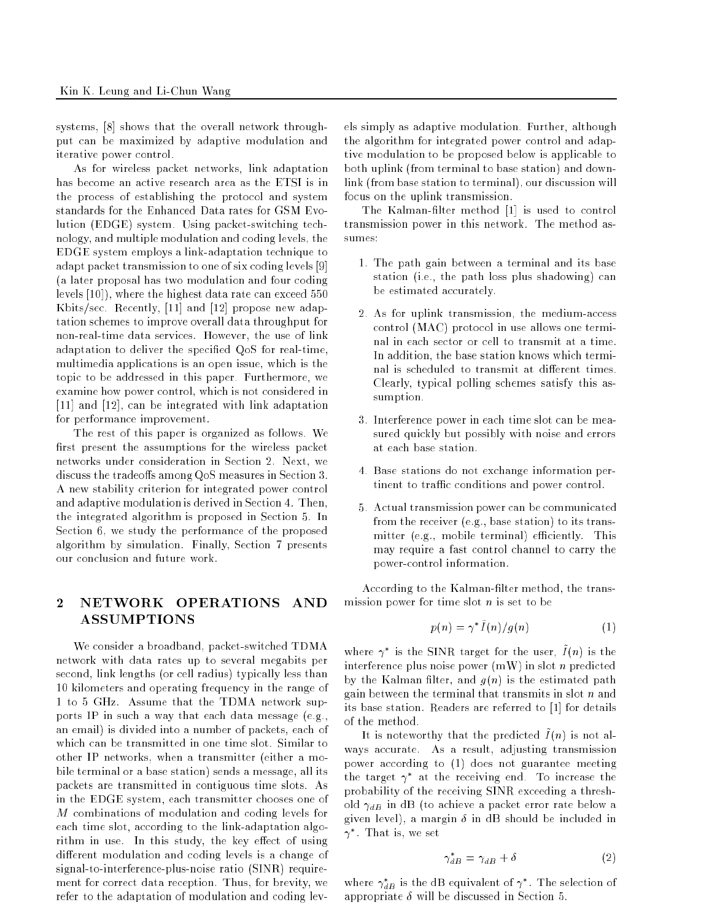systems, [8] shows that the overall network throughput can be maximized by adaptive modulation and iterative power control.

As for wireless packet networks, link adaptation has become an active research area as the ETSI is in the process of establishing the protocol and system standards for the Enhanced Data rates for GSM Evolution (EDGE) system. Using packet-switching technology, and multiple modulation and coding levels, the EDGE system employs a link-adaptation technique to adapt packet transmission to one of six coding levels [9] (a later proposal has two modulation and four coding levels [10]), where the highest data rate can exceed 550 Kbits/sec. Recently, [11] and [12] propose new adaptation schemes to improve overall data throughput for non-real-time data services. However, the use of link adaptation to deliver the specified QoS for real-time, multimedia applications is an open issue, which is the topic to be addressed in this paper. Furthermore, we examine how power control, which is not considered in [11] and [12], can be integrated with link adaptation for performance improvement.

The rest of this paper is organized as follows. We first present the assumptions for the wireless packet networks under consideration in Section 2. Next, we discuss the tradeoffs among QoS measures in Section 3. A new stability criterion for integrated power control and adaptive modulation is derived in Section 4. Then, the integrated algorithm is proposed in Section 5. In Section 6, we study the performance of the proposed algorithm by simulation. Finally, Section 7 presents our conclusion and future work.

## 2 NETWORK OPERATIONS AND ASSUMPTIONS

We consider a broadband, packet-switched TDMA network with data rates up to several megabits per second, link lengths (or cell radius) typically less than 10 kilometers and operating frequency in the range of 1 to 5 GHz. Assume that the TDMA network supports IP in such a way that each data message (e.g., an email) is divided into a number of packets, each of which can be transmitted in one time slot. Similar to other IP networks, when a transmitter (either a mobile terminal or a base station) sends a message, all its packets are transmitted in contiguous time slots. As in the EDGE system, each transmitter chooses one of $M$ combinations of modulation and coding levels for each time slot, according to the link-adaptation algorithm in use. In this study, the key effect of using different modulation and coding levels is a change of signal-to-interference-plus-noise ratio (SINR) requirement for correct data reception. Thus, for brevity, we refer to the adaptation of modulation and coding levels simply as adaptive modulation. Further, although the algorithm for integrated power control and adaptive modulation to be proposed below is applicable to both uplink (from terminal to base station) and downlink (from base station to terminal), our discussion will focus on the uplink transmission.

The Kalman-filter method [1] is used to control transmission power in this network. The method assumes:

1. The path gain between a terminal and its base station (i.e., the path loss plus shadowing) can be estimated accurately.
2. As for uplink transmission, the medium-access control (MAC) protocol in use allows one terminal in each sector or cell to transmit at a time. In addition, the base station knows which terminal is scheduled to transmit at different times. Clearly, typical polling schemes satisfy this assumption.
3. Interference power in each time slot can be measured quickly but possibly with noise and errors at each base station.
4. Base stations do not exchange information pertinent to traffic conditions and power control.
5. Actual transmission power can be communicated from the receiver (e.g., base station) to its transmitter (e.g., mobile terminal) efficiently. This may require a fast control channel to carry the power-control information.

According to the Kalman-filter method, the transmission power for time slot $n$ is set to be

$$p(n) = \gamma^* \tilde{I}(n)/g(n) \tag{1}$$

where $\gamma^*$ is the SINR target for the user, $\tilde{I}(n)$ is the interference plus noise power (mW) in slot $n$ predicted by the Kalman filter, and $g(n)$ is the estimated path gain between the terminal that transmits in slot $n$ and its base station. Readers are referred to [1] for details of the method.

It is noteworthy that the predicted $\tilde{I}(n)$ is not always accurate. As a result, adjusting transmission power according to (1) does not guarantee meeting the target $\gamma^*$ at the receiving end. To increase the probability of the receiving SINR exceeding a threshold $\gamma_{dB}$ in dB (to achieve a packet error rate below a given level), a margin $\delta$ in dB should be included in $\gamma^*$. That is, we set

$$\gamma^*_{dB} = \gamma_{dB} + \delta \tag{2}$$

where $\gamma^*_{dB}$ is the dB equivalent of $\gamma^*$. The selection of appropriate $\delta$ will be discussed in Section 5.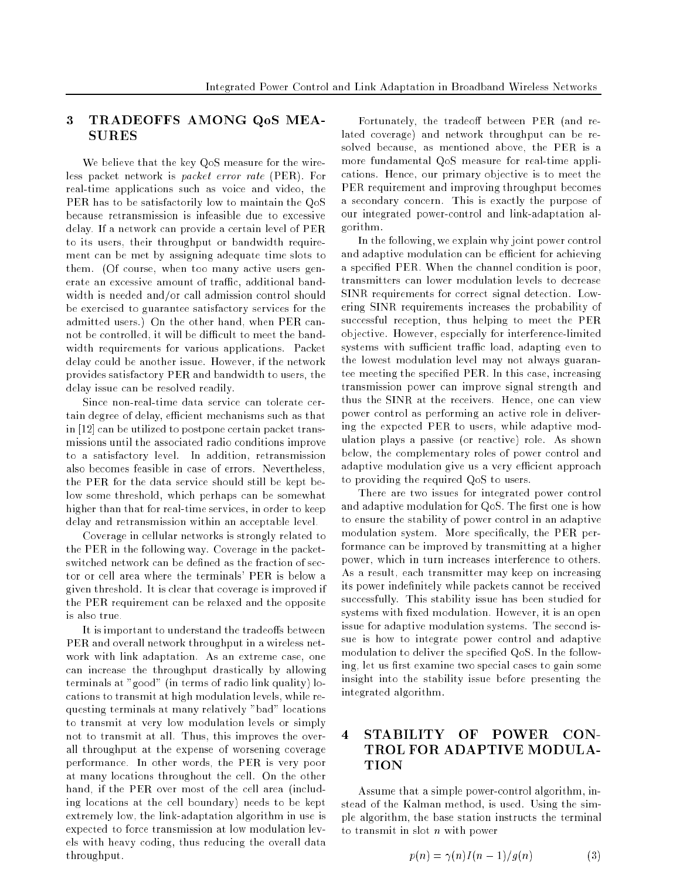## 3 TRADEOFFS AMONG QoS MEASURES

We believe that the key QoS measure for the wireless packet network is *packet error rate* (PER). For real-time applications such as voice and video, the PER has to be satisfactorily low to maintain the QoS because retransmission is infeasible due to excessive delay. If a network can provide a certain level of PER to its users, their throughput or bandwidth requirement can be met by assigning adequate time slots to them. (Of course, when too many active users generate an excessive amount of traffic, additional bandwidth is needed and/or call admission control should be exercised to guarantee satisfactory services for the admitted users.) On the other hand, when PER cannot be controlled, it will be difficult to meet the bandwidth requirements for various applications. Packet delay could be another issue. However, if the network provides satisfactory PER and bandwidth to users, the delay issue can be resolved readily.

Since non-real-time data service can tolerate certain degree of delay, efficient mechanisms such as that in [12] can be utilized to postpone certain packet transmissions until the associated radio conditions improve to a satisfactory level. In addition, retransmission also becomes feasible in case of errors. Nevertheless, the PER for the data service should still be kept below some threshold, which perhaps can be somewhat higher than that for real-time services, in order to keep delay and retransmission within an acceptable level.

Coverage in cellular networks is strongly related to the PER in the following way. Coverage in the packet-switched network can be defined as the fraction of sector or cell area where the terminals' PER is below a given threshold. It is clear that coverage is improved if the PER requirement can be relaxed and the opposite is also true.

It is important to understand the tradeoffs between PER and overall network throughput in a wireless network with link adaptation. As an extreme case, one can increase the throughput drastically by allowing terminals at "good" (in terms of radio link quality) locations to transmit at high modulation levels, while requesting terminals at many relatively "bad" locations to transmit at very low modulation levels or simply not to transmit at all. Thus, this improves the overall throughput at the expense of worsening coverage performance. In other words, the PER is very poor at many locations throughout the cell. On the other hand, if the PER over most of the cell area (including locations at the cell boundary) needs to be kept extremely low, the link-adaptation algorithm in use is expected to force transmission at low modulation levels with heavy coding, thus reducing the overall data throughput.

Fortunately, the tradeoff between PER (and related coverage) and network throughput can be resolved because, as mentioned above, the PER is a more fundamental QoS measure for real-time applications. Hence, our primary objective is to meet the PER requirement and improving throughput becomes a secondary concern. This is exactly the purpose of our integrated power-control and link-adaptation algorithm.

In the following, we explain why joint power control and adaptive modulation can be efficient for achieving a specified PER. When the channel condition is poor, transmitters can lower modulation levels to decrease SINR requirements for correct signal detection. Lowering SINR requirements increases the probability of successful reception, thus helping to meet the PER objective. However, especially for interference-limited systems with sufficient traffic load, adapting even to the lowest modulation level may not always guarantee meeting the specified PER. In this case, increasing transmission power can improve signal strength and thus the SINR at the receivers. Hence, one can view power control as performing an active role in delivering the expected PER to users, while adaptive modulation plays a passive (or reactive) role. As shown below, the complementary roles of power control and adaptive modulation give us a very efficient approach to providing the required QoS to users.

There are two issues for integrated power control and adaptive modulation for QoS. The first one is how to ensure the stability of power control in an adaptive modulation system. More specifically, the PER performance can be improved by transmitting at a higher power, which in turn increases interference to others. As a result, each transmitter may keep on increasing its power indefinitely while packets cannot be received successfully. This stability issue has been studied for systems with fixed modulation. However, it is an open issue for adaptive modulation systems. The second issue is how to integrate power control and adaptive modulation to deliver the specified QoS. In the following, let us first examine two special cases to gain some insight into the stability issue before presenting the integrated algorithm.

## 4 STABILITY OF POWER CONTROL FOR ADAPTIVE MODULATION

Assume that a simple power-control algorithm, instead of the Kalman method, is used. Using the simple algorithm, the base station instructs the terminal to transmit in slot $n$ with power

$$p(n) = \gamma(n)I(n-1)/g(n) \quad (3)$$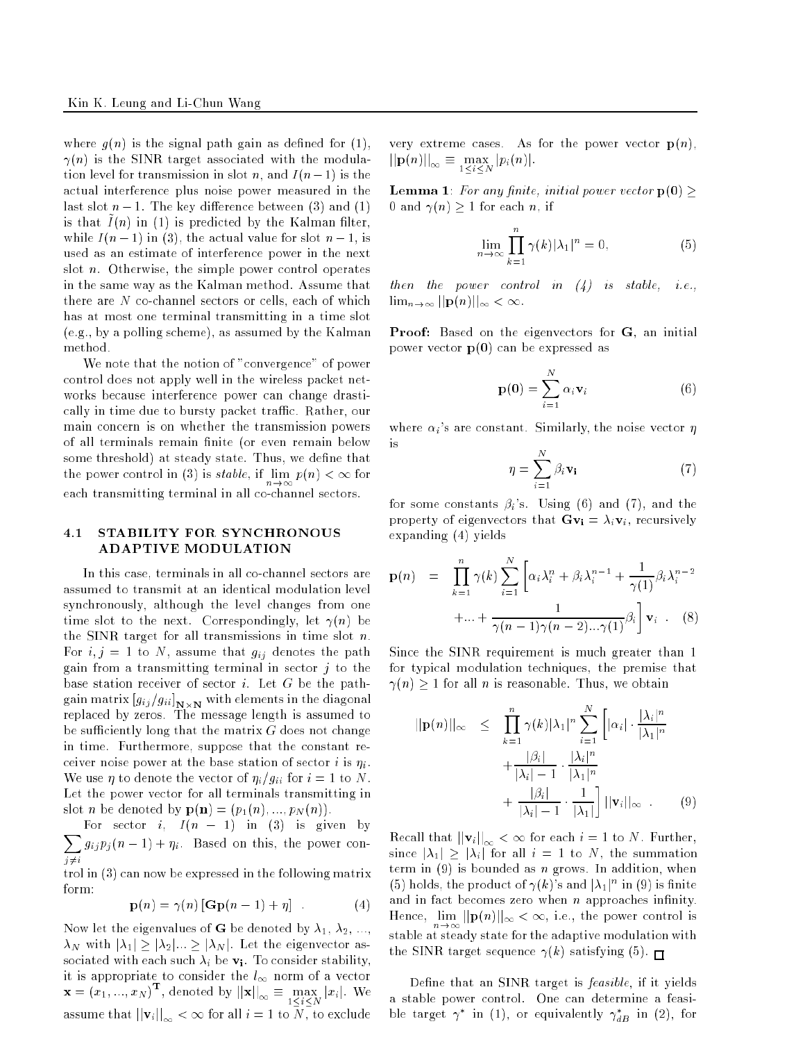where $g(n)$ is the signal path gain as defined for (1), $\gamma(n)$ is the SINR target associated with the modulation level for transmission in slot $n$, and $I(n-1)$ is the actual interference plus noise power measured in the last slot $n-1$. The key difference between (3) and (1) is that $\tilde{I}(n)$ in (1) is predicted by the Kalman filter, while $I(n-1)$ in (3), the actual value for slot $n-1$, is used as an estimate of interference power in the next slot $n$. Otherwise, the simple power control operates in the same way as the Kalman method. Assume that there are $N$ co-channel sectors or cells, each of which has at most one terminal transmitting in a time slot (e.g., by a polling scheme), as assumed by the Kalman method.

We note that the notion of "convergence" of power control does not apply well in the wireless packet networks because interference power can change drastically in time due to bursty packet traffic. Rather, our main concern is on whether the transmission powers of all terminals remain finite (or even remain below some threshold) at steady state. Thus, we define that the power control in (3) is *stable*, if $\lim_{n\to\infty} p(n) < \infty$ for each transmitting terminal in all co-channel sectors.

### 4.1 STABILITY FOR SYNCHRONOUS ADAPTIVE MODULATION

In this case, terminals in all co-channel sectors are assumed to transmit at an identical modulation level synchronously, although the level changes from one time slot to the next. Correspondingly, let $\gamma(n)$ be the SINR target for all transmissions in time slot $n$. For $i, j = 1$ to $N$, assume that $g_{ij}$ denotes the path gain from a transmitting terminal in sector $j$ to the base station receiver of sector $i$. Let $G$ be the path-gain matrix $[g_{ij}/g_{ii}]_{\mathbf{N}\times\mathbf{N}}$ with elements in the diagonal replaced by zeros. The message length is assumed to be sufficiently long that the matrix $G$ does not change in time. Furthermore, suppose that the constant receiver noise power at the base station of sector $i$ is $\eta_i$. We use $\eta$ to denote the vector of $\eta_i/g_{ii}$ for $i = 1$ to $N$. Let the power vector for all terminals transmitting in slot $n$ be denoted by $\mathbf{p(n)} = (p_1(n), ..., p_N(n))$.

For sector $i$, $I(n-1)$ in (3) is given by $\sum_{j\neq i} g_{ij} p_j(n-1) + \eta_i$. Based on this, the power control in (3) can now be expressed in the following matrix form:

$$\mathbf{p}(n) = \gamma(n)\left[\mathbf{G}\mathbf{p}(n-1) + \eta\right] \quad . \tag{4}$$

Now let the eigenvalues of $\mathbf{G}$ be denoted by $\lambda_1, \lambda_2, ..., \lambda_N$ with $|\lambda_1| \geq |\lambda_2| ... \geq |\lambda_N|$. Let the eigenvector associated with each such $\lambda_i$ be $\mathbf{v_i}$. To consider stability, it is appropriate to consider the $l_\infty$ norm of a vector $\mathbf{x} = (x_1, ..., x_N)^{\mathbf{T}}$, denoted by $||\mathbf{x}||_\infty \equiv \max_{1\leq i\leq N} |x_i|$. We assume that $||\mathbf{v}_i||_\infty < \infty$ for all $i = 1$ to $N$, to exclude very extreme cases. As for the power vector $\mathbf{p}(n)$, $||\mathbf{p}(n)||_\infty \equiv \max_{1\leq i\leq N} |p_i(n)|$.

**Lemma 1**: *For any finite, initial power vector $\mathbf{p(0)} \geq 0$ and $\gamma(n) \geq 1$ for each $n$, if*

$$\lim_{n\to\infty} \prod_{k=1}^{n} \gamma(k) |\lambda_1|^n = 0, \tag{5}$$

*then the power control in (4) is stable, i.e., $\lim_{n\to\infty} ||\mathbf{p}(n)||_\infty < \infty$.*

**Proof:** Based on the eigenvectors for $\mathbf{G}$, an initial power vector $\mathbf{p(0)}$ can be expressed as

$$\mathbf{p(0)} = \sum_{i=1}^{N} \alpha_i \mathbf{v}_i \tag{6}$$

where $\alpha_i$'s are constant. Similarly, the noise vector $\eta$ is

$$\eta = \sum_{i=1}^{N} \beta_i \mathbf{v_i} \tag{7}$$

for some constants $\beta_i$'s. Using (6) and (7), and the property of eigenvectors that $\mathbf{G}\mathbf{v_i} = \lambda_i \mathbf{v}_i$, recursively expanding (4) yields

$$\begin{aligned}\mathbf{p}(n) \quad = \quad & \prod_{k=1}^{n} \gamma(k) \sum_{i=1}^{N} \left[ \alpha_i \lambda_i^n + \beta_i \lambda_i^{n-1} + \frac{1}{\gamma(1)} \beta_i \lambda_i^{n-2} \right. \\ & \left. + ... + \frac{1}{\gamma(n-1)\gamma(n-2)...\gamma(1)} \beta_i \right] \mathbf{v}_i \quad . \end{aligned} \tag{8}$$

Since the SINR requirement is much greater than 1 for typical modulation techniques, the premise that $\gamma(n) \geq 1$ for all $n$ is reasonable. Thus, we obtain

$$\begin{aligned}||\mathbf{p}(n)||_\infty \quad \leq \quad & \prod_{k=1}^{n} \gamma(k) |\lambda_1|^n \sum_{i=1}^{N} \left[ |\alpha_i| \cdot \frac{|\lambda_i|^n}{|\lambda_1|^n} \right. \\ & + \frac{|\beta_i|}{|\lambda_i| - 1} \cdot \frac{|\lambda_i|^n}{|\lambda_1|^n} \\ & \left. + \frac{|\beta_i|}{|\lambda_i| - 1} \cdot \frac{1}{|\lambda_1|} \right] ||\mathbf{v}_i||_\infty \quad . \end{aligned} \tag{9}$$

Recall that $||\mathbf{v}_i||_\infty < \infty$ for each $i = 1$ to $N$. Further, since $|\lambda_1| \geq |\lambda_i|$ for all $i = 1$ to $N$, the summation term in (9) is bounded as $n$ grows. In addition, when (5) holds, the product of $\gamma(k)$'s and $|\lambda_1|^n$ in (9) is finite and in fact becomes zero when $n$ approaches infinity. Hence, $\lim_{n\to\infty} ||\mathbf{p}(n)||_\infty < \infty$, i.e., the power control is stable at steady state for the adaptive modulation with the SINR target sequence $\gamma(k)$ satisfying (5). □

Define that an SINR target is *feasible*, if it yields a stable power control. One can determine a feasible target $\gamma^*$ in (1), or equivalently $\gamma^*_{dB}$ in (2), for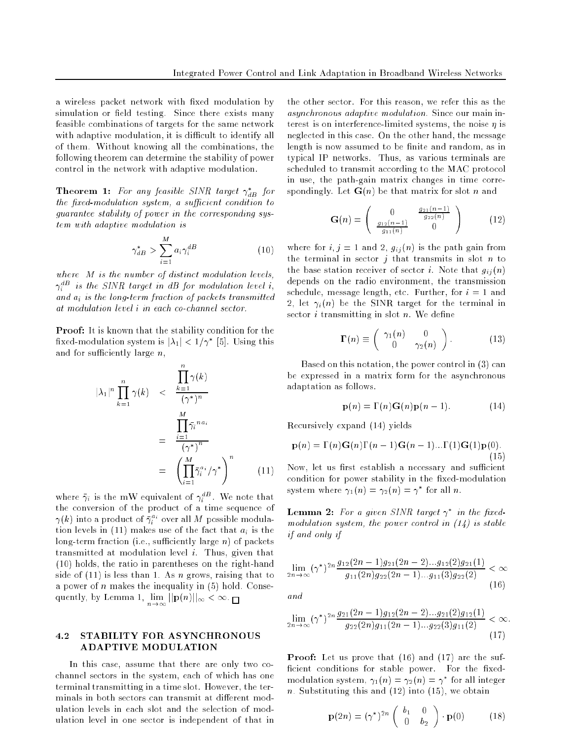a wireless packet network with fixed modulation by simulation or field testing. Since there exists many feasible combinations of targets for the same network with adaptive modulation, it is difficult to identify all of them. Without knowing all the combinations, the following theorem can determine the stability of power control in the network with adaptive modulation.

**Theorem 1:** *For any feasible SINR target $\gamma^*_{dB}$ for the fixed-modulation system, a sufficient condition to guarantee stability of power in the corresponding system with adaptive modulation is*

$$\gamma^*_{dB} > \sum_{i=1}^{M} a_i \gamma_i^{dB} \tag{10}$$

*where $M$ is the number of distinct modulation levels, $\gamma_i^{dB}$ is the SINR target in dB for modulation level $i$, and $a_i$ is the long-term fraction of packets transmitted at modulation level $i$ in each co-channel sector.*

**Proof:** It is known that the stability condition for the fixed-modulation system is $|\lambda_1| < 1/\gamma^*$ [5]. Using this and for sufficiently large $n$,

$$\begin{aligned}
|\lambda_1|^n \prod_{k=1}^{n} \gamma(k) &< \frac{\prod_{k=1}^{n} \gamma(k)}{(\gamma^*)^n} \\
&= \frac{\prod_{i=1}^{M} \bar{\gamma}_i^{\,n a_i}}{(\gamma^*)^n} \\
&= \left( \prod_{i=1}^{M} \bar{\gamma}_i^{a_i} / \gamma^* \right)^n
\end{aligned} \tag{11}$$

where $\bar{\gamma}_i$ is the mW equivalent of $\gamma_i^{dB}$. We note that the conversion of the product of a time sequence of $\gamma(k)$ into a product of $\bar{\gamma}_i^{a_i}$ over all $M$ possible modulation levels in (11) makes use of the fact that $a_i$ is the long-term fraction (i.e., sufficiently large $n$) of packets transmitted at modulation level $i$. Thus, given that (10) holds, the ratio in parentheses on the right-hand side of (11) is less than 1. As $n$ grows, raising that to a power of $n$ makes the inequality in (5) hold. Consequently, by Lemma 1, $\lim_{n\to\infty} ||\mathbf{p}(n)||_\infty < \infty$. $\square$

### 4.2 STABILITY FOR ASYNCHRONOUS ADAPTIVE MODULATION

In this case, assume that there are only two co-channel sectors in the system, each of which has one terminal transmitting in a time slot. However, the terminals in both sectors can transmit at different modulation levels in each slot and the selection of modulation level in one sector is independent of that in the other sector. For this reason, we refer this as the *asynchronous adaptive modulation*. Since our main interest is on interference-limited systems, the noise $\eta$ is neglected in this case. On the other hand, the message length is now assumed to be finite and random, as in typical IP networks. Thus, as various terminals are scheduled to transmit according to the MAC protocol in use, the path-gain matrix changes in time correspondingly. Let $\mathbf{G}(n)$ be that matrix for slot $n$ and

$$\mathbf{G}(n) = \begin{pmatrix} 0 & \frac{g_{21}(n-1)}{g_{22}(n)} \\ \frac{g_{12}(n-1)}{g_{11}(n)} & 0 \end{pmatrix} \tag{12}$$

where for $i, j = 1$ and 2, $g_{ij}(n)$ is the path gain from the terminal in sector $j$ that transmits in slot $n$ to the base station receiver of sector $i$. Note that $g_{ij}(n)$ depends on the radio environment, the transmission schedule, message length, etc. Further, for $i = 1$ and 2, let $\gamma_i(n)$ be the SINR target for the terminal in sector $i$ transmitting in slot $n$. We define

$$\mathbf{\Gamma}(n) \equiv \begin{pmatrix} \gamma_1(n) & 0 \\ 0 & \gamma_2(n) \end{pmatrix}. \tag{13}$$

Based on this notation, the power control in (3) can be expressed in a matrix form for the asynchronous adaptation as follows.

$$\mathbf{p}(n) = \mathbf{\Gamma}(n)\mathbf{G}(n)\mathbf{p}(n-1). \tag{14}$$

Recursively expand (14) yields

$$\mathbf{p}(n) = \mathbf{\Gamma}(n)\mathbf{G}(n)\mathbf{\Gamma}(n-1)\mathbf{G}(n-1)...\mathbf{\Gamma}(1)\mathbf{G}(1)\mathbf{p}(0). \tag{15}$$

Now, let us first establish a necessary and sufficient condition for power stability in the fixed-modulation system where $\gamma_1(n) = \gamma_2(n) = \gamma^*$ for all $n$.

**Lemma 2:** *For a given SINR target $\gamma^*$ in the fixed-modulation system, the power control in (14) is stable if and only if*

$$\lim_{2n\to\infty} (\gamma^*)^{2n} \frac{g_{12}(2n-1)g_{21}(2n-2)...g_{12}(2)g_{21}(1)}{g_{11}(2n)g_{22}(2n-1)...g_{11}(3)g_{22}(2)} < \infty \tag{16}$$

*and*

$$\lim_{2n\to\infty} (\gamma^*)^{2n} \frac{g_{21}(2n-1)g_{12}(2n-2)...g_{21}(2)g_{12}(1)}{g_{22}(2n)g_{11}(2n-1)...g_{22}(3)g_{11}(2)} < \infty. \tag{17}$$

**Proof:** Let us prove that (16) and (17) are the sufficient conditions for stable power. For the fixed-modulation system, $\gamma_1(n) = \gamma_2(n) = \gamma^*$ for all integer $n$. Substituting this and (12) into (15), we obtain

$$\mathbf{p}(2n) = (\gamma^*)^{2n} \begin{pmatrix} b_1 & 0 \\ 0 & b_2 \end{pmatrix} \cdot \mathbf{p}(0) \tag{18}$$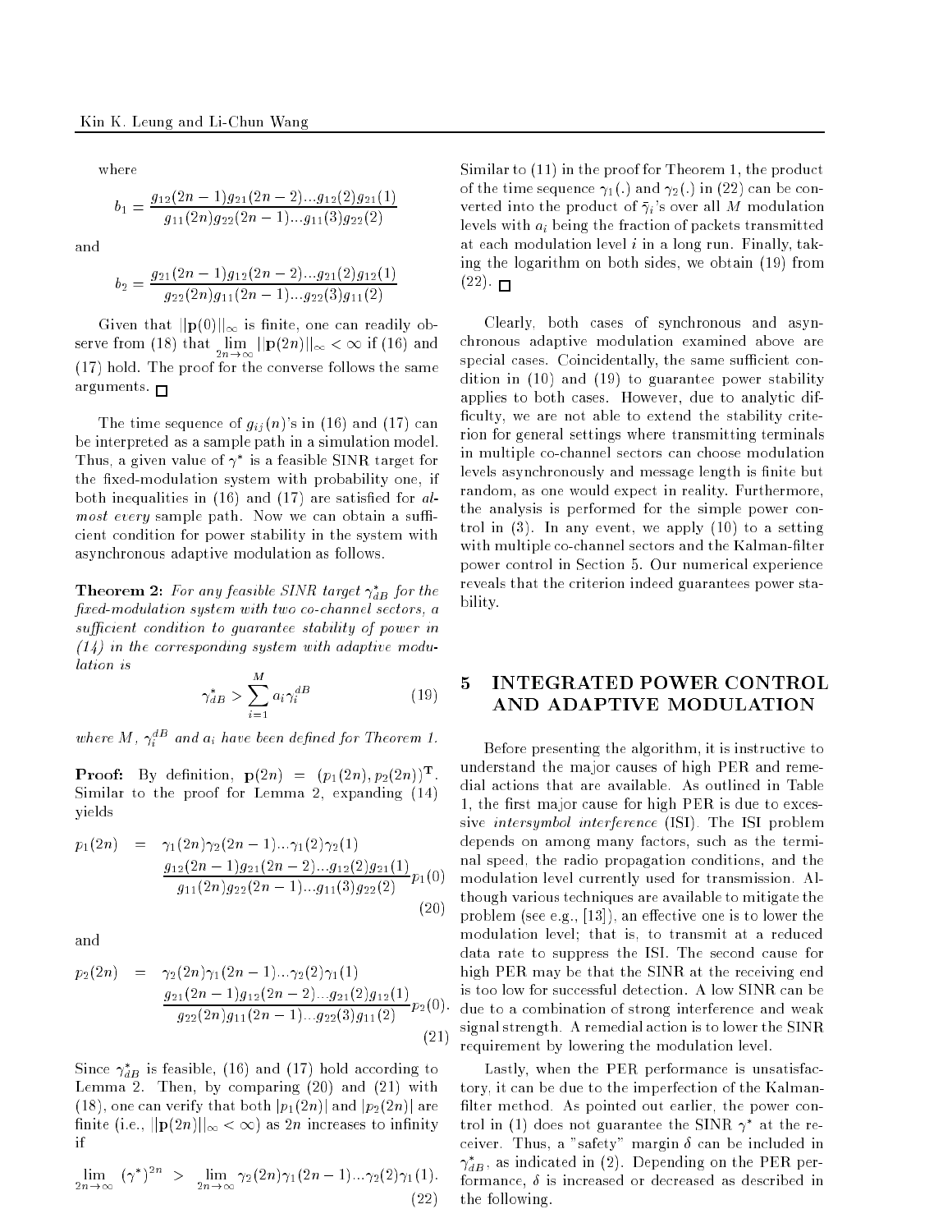where

$$b_1 = \frac{g_{12}(2n-1)g_{21}(2n-2)...g_{12}(2)g_{21}(1)}{g_{11}(2n)g_{22}(2n-1)...g_{11}(3)g_{22}(2)}$$

and

$$b_2 = \frac{g_{21}(2n-1)g_{12}(2n-2)...g_{21}(2)g_{12}(1)}{g_{22}(2n)g_{11}(2n-1)...g_{22}(3)g_{11}(2)}$$

Given that $||\mathbf{p}(0)||_\infty$ is finite, one can readily observe from (18) that $\lim_{2n\to\infty} ||\mathbf{p}(2n)||_\infty < \infty$ if (16) and (17) hold. The proof for the converse follows the same arguments. □

The time sequence of $g_{ij}(n)$'s in (16) and (17) can be interpreted as a sample path in a simulation model. Thus, a given value of $\gamma^*$ is a feasible SINR target for the fixed-modulation system with probability one, if both inequalities in (16) and (17) are satisfied for *almost every* sample path. Now we can obtain a sufficient condition for power stability in the system with asynchronous adaptive modulation as follows.

**Theorem 2:** *For any feasible SINR target $\gamma^*_{dB}$ for the fixed-modulation system with two co-channel sectors, a sufficient condition to guarantee stability of power in (14) in the corresponding system with adaptive modulation is*

$$\gamma^*_{dB} > \sum_{i=1}^{M} a_i \gamma_i^{dB} \tag{19}$$

*where $M$, $\gamma_i^{dB}$ and $a_i$ have been defined for Theorem 1.*

**Proof:** By definition, $\mathbf{p}(2n) = (p_1(2n), p_2(2n))^{\mathbf{T}}$. Similar to the proof for Lemma 2, expanding (14) yields

$$p_1(2n) = \gamma_1(2n)\gamma_2(2n-1)...\gamma_1(2)\gamma_2(1) \frac{g_{12}(2n-1)g_{21}(2n-2)...g_{12}(2)g_{21}(1)}{g_{11}(2n)g_{22}(2n-1)...g_{11}(3)g_{22}(2)} p_1(0) \tag{20}$$

and

$$p_2(2n) = \gamma_2(2n)\gamma_1(2n-1)...\gamma_2(2)\gamma_1(1) \frac{g_{21}(2n-1)g_{12}(2n-2)...g_{21}(2)g_{12}(1)}{g_{22}(2n)g_{11}(2n-1)...g_{22}(3)g_{11}(2)} p_2(0). \tag{21}$$

Since $\gamma^*_{dB}$ is feasible, (16) and (17) hold according to Lemma 2. Then, by comparing (20) and (21) with (18), one can verify that both $|p_1(2n)|$ and $|p_2(2n)|$ are finite (i.e., $||\mathbf{p}(2n)||_\infty < \infty$) as $2n$ increases to infinity if

$$\lim_{2n\to\infty} (\gamma^*)^{2n} > \lim_{2n\to\infty} \gamma_2(2n)\gamma_1(2n-1)...\gamma_2(2)\gamma_1(1). \tag{22}$$

Similar to (11) in the proof for Theorem 1, the product of the time sequence $\gamma_1(.)$ and $\gamma_2(.)$ in (22) can be converted into the product of $\bar{\gamma}_i$'s over all $M$ modulation levels with $a_i$ being the fraction of packets transmitted at each modulation level $i$ in a long run. Finally, taking the logarithm on both sides, we obtain (19) from (22). □

Clearly, both cases of synchronous and asynchronous adaptive modulation examined above are special cases. Coincidentally, the same sufficient condition in (10) and (19) to guarantee power stability applies to both cases. However, due to analytic difficulty, we are not able to extend the stability criterion for general settings where transmitting terminals in multiple co-channel sectors can choose modulation levels asynchronously and message length is finite but random, as one would expect in reality. Furthermore, the analysis is performed for the simple power control in (3). In any event, we apply (10) to a setting with multiple co-channel sectors and the Kalman-filter power control in Section 5. Our numerical experience reveals that the criterion indeed guarantees power stability.

# 5 INTEGRATED POWER CONTROL AND ADAPTIVE MODULATION

Before presenting the algorithm, it is instructive to understand the major causes of high PER and remedial actions that are available. As outlined in Table 1, the first major cause for high PER is due to excessive *intersymbol interference* (ISI). The ISI problem depends on among many factors, such as the terminal speed, the radio propagation conditions, and the modulation level currently used for transmission. Although various techniques are available to mitigate the problem (see e.g., [13]), an effective one is to lower the modulation level; that is, to transmit at a reduced data rate to suppress the ISI. The second cause for high PER may be that the SINR at the receiving end is too low for successful detection. A low SINR can be due to a combination of strong interference and weak signal strength. A remedial action is to lower the SINR requirement by lowering the modulation level.

Lastly, when the PER performance is unsatisfactory, it can be due to the imperfection of the Kalman-filter method. As pointed out earlier, the power control in (1) does not guarantee the SINR $\gamma^*$ at the receiver. Thus, a "safety" margin $\delta$ can be included in $\gamma^*_{dB}$, as indicated in (2). Depending on the PER performance, $\delta$ is increased or decreased as described in the following.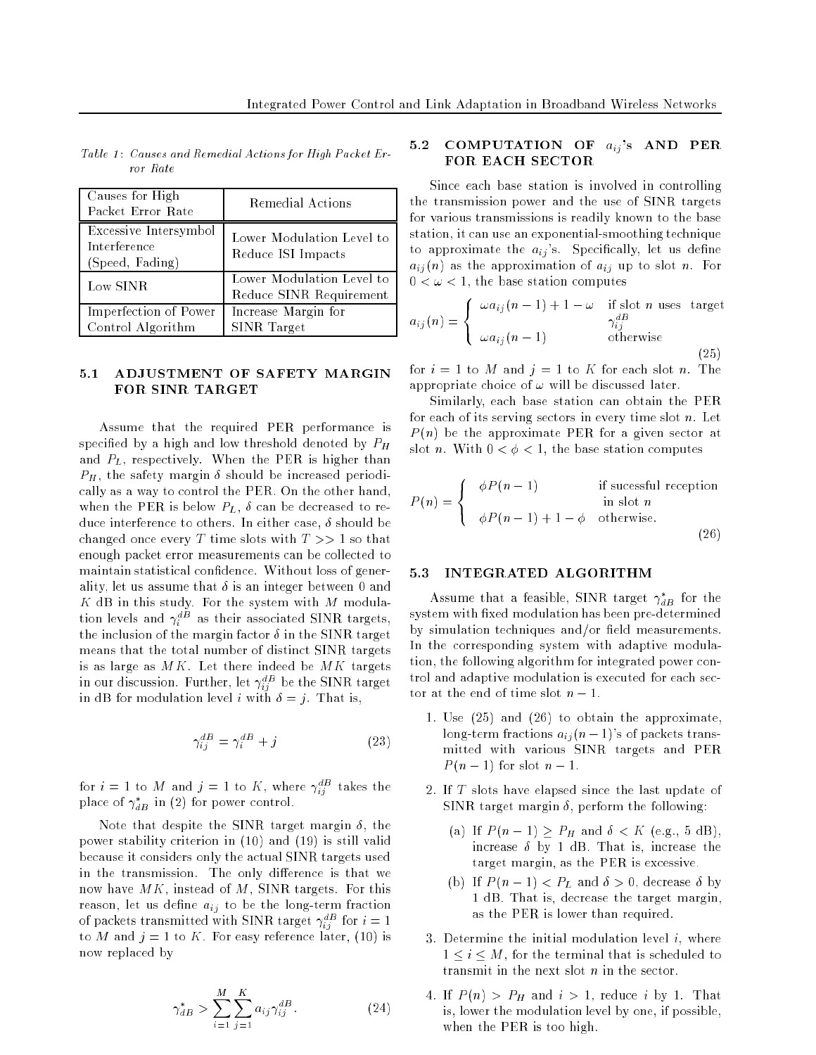*Table 1: Causes and Remedial Actions for High Packet Error Rate*

| Causes for High Packet Error Rate | Remedial Actions |
|---|---|
| Excessive Intersymbol Interference (Speed, Fading) | Lower Modulation Level to Reduce ISI Impacts |
| Low SINR | Lower Modulation Level to Reduce SINR Requirement |
| Imperfection of Power Control Algorithm | Increase Margin for SINR Target |

### 5.1 ADJUSTMENT OF SAFETY MARGIN FOR SINR TARGET

Assume that the required PER performance is specified by a high and low threshold denoted by $P_H$ and $P_L$, respectively. When the PER is higher than $P_H$, the safety margin $\delta$ should be increased periodically as a way to control the PER. On the other hand, when the PER is below $P_L$, $\delta$ can be decreased to reduce interference to others. In either case, $\delta$ should be changed once every $T$ time slots with $T >> 1$ so that enough packet error measurements can be collected to maintain statistical confidence. Without loss of generality, let us assume that $\delta$ is an integer between 0 and $K$ dB in this study. For the system with $M$ modulation levels and $\gamma_i^{dB}$ as their associated SINR targets, the inclusion of the margin factor $\delta$ in the SINR target means that the total number of distinct SINR targets is as large as $MK$. Let there indeed be $MK$ targets in our discussion. Further, let $\gamma_{ij}^{dB}$ be the SINR target in dB for modulation level $i$ with $\delta = j$. That is,

$$\gamma_{ij}^{dB} = \gamma_i^{dB} + j \tag{23}$$

for $i = 1$ to $M$ and $j = 1$ to $K$, where $\gamma_{ij}^{dB}$ takes the place of $\gamma_{dB}^*$ in (2) for power control.

Note that despite the SINR target margin $\delta$, the power stability criterion in (10) and (19) is still valid because it considers only the actual SINR targets used in the transmission. The only difference is that we now have $MK$, instead of $M$, SINR targets. For this reason, let us define $a_{ij}$ to be the long-term fraction of packets transmitted with SINR target $\gamma_{ij}^{dB}$ for $i = 1$ to $M$ and $j = 1$ to $K$. For easy reference later, (10) is now replaced by

$$\gamma_{dB}^* > \sum_{i=1}^{M} \sum_{j=1}^{K} a_{ij} \gamma_{ij}^{dB}. \tag{24}$$

### 5.2 COMPUTATION OF $a_{ij}$'s AND PER FOR EACH SECTOR

Since each base station is involved in controlling the transmission power and the use of SINR targets for various transmissions is readily known to the base station, it can use an exponential-smoothing technique to approximate the $a_{ij}$'s. Specifically, let us define $a_{ij}(n)$ as the approximation of $a_{ij}$ up to slot $n$. For $0 < \omega < 1$, the base station computes

$$a_{ij}(n) = \begin{cases} \omega a_{ij}(n-1) + 1 - \omega & \text{if slot } n \text{ uses target } \gamma_{ij}^{dB} \\ \omega a_{ij}(n-1) & \text{otherwise} \end{cases} \tag{25}$$

for $i = 1$ to $M$ and $j = 1$ to $K$ for each slot $n$. The appropriate choice of $\omega$ will be discussed later.

Similarly, each base station can obtain the PER for each of its serving sectors in every time slot $n$. Let $P(n)$ be the approximate PER for a given sector at slot $n$. With $0 < \phi < 1$, the base station computes

$$P(n) = \begin{cases} \phi P(n-1) & \text{if sucessful reception in slot } n \\ \phi P(n-1) + 1 - \phi & \text{otherwise.} \end{cases} \tag{26}$$

### 5.3 INTEGRATED ALGORITHM

Assume that a feasible, SINR target $\gamma_{dB}^*$ for the system with fixed modulation has been pre-determined by simulation techniques and/or field measurements. In the corresponding system with adaptive modulation, the following algorithm for integrated power control and adaptive modulation is executed for each sector at the end of time slot $n-1$.

1. Use (25) and (26) to obtain the approximate, long-term fractions $a_{ij}(n-1)$'s of packets transmitted with various SINR targets and PER $P(n-1)$ for slot $n-1$.
2. If $T$ slots have elapsed since the last update of SINR target margin $\delta$, perform the following:
   (a) If $P(n-1) \geq P_H$ and $\delta < K$ (e.g., 5 dB), increase $\delta$ by 1 dB. That is, increase the target margin, as the PER is excessive.
   (b) If $P(n-1) < P_L$ and $\delta > 0$, decrease $\delta$ by 1 dB. That is, decrease the target margin, as the PER is lower than required.
3. Determine the initial modulation level $i$, where $1 \leq i \leq M$, for the terminal that is scheduled to transmit in the next slot $n$ in the sector.
4. If $P(n) > P_H$ and $i > 1$, reduce $i$ by 1. That is, lower the modulation level by one, if possible, when the PER is too high.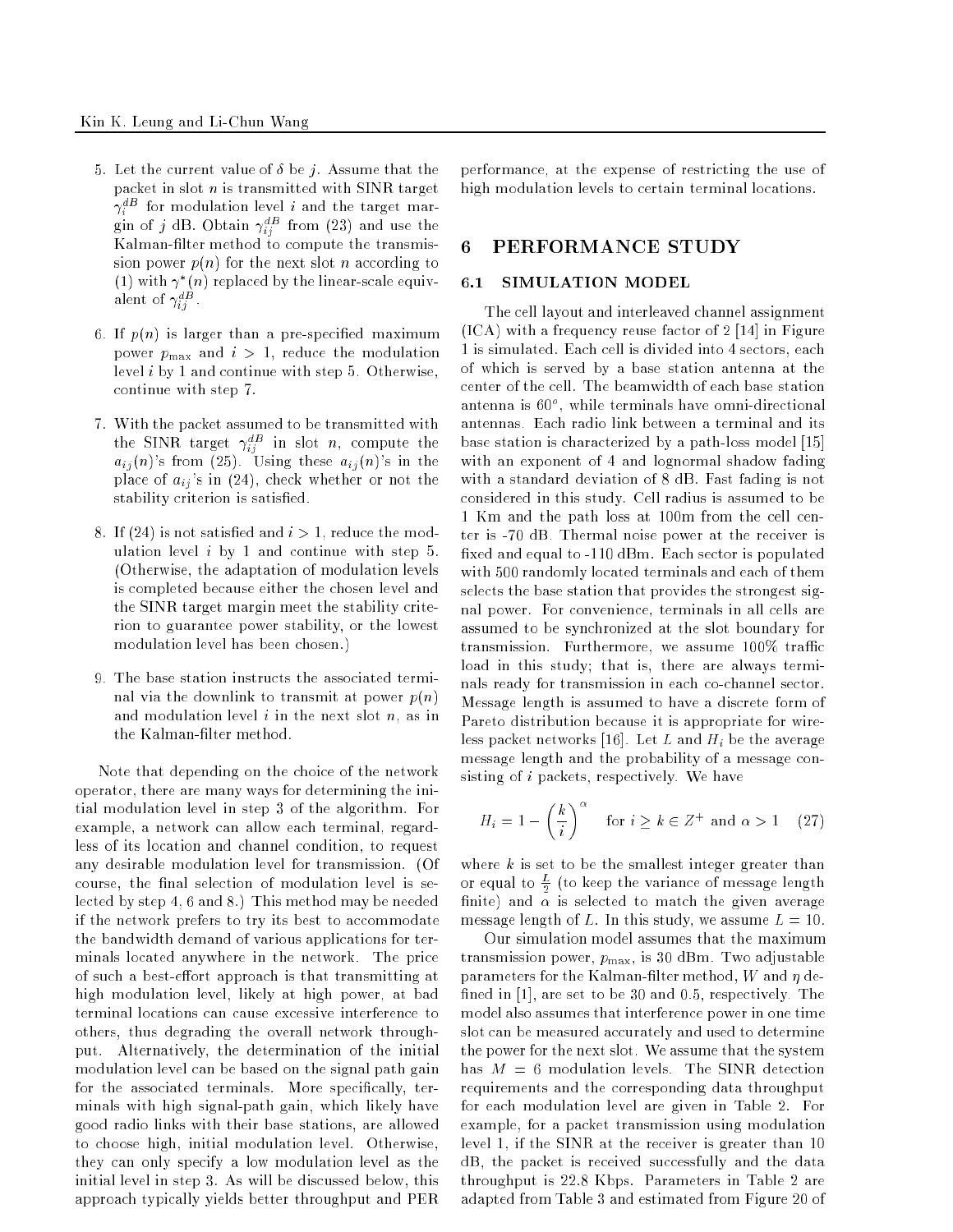5. Let the current value of $\delta$ be $j$. Assume that the packet in slot $n$ is transmitted with SINR target $\gamma_i^{dB}$ for modulation level $i$ and the target margin of $j$ dB. Obtain $\gamma_{ij}^{dB}$ from (23) and use the Kalman-filter method to compute the transmission power $p(n)$ for the next slot $n$ according to (1) with $\gamma^*(n)$ replaced by the linear-scale equivalent of $\gamma_{ij}^{dB}$.

6. If $p(n)$ is larger than a pre-specified maximum power $p_{\max}$ and $i > 1$, reduce the modulation level $i$ by 1 and continue with step 5. Otherwise, continue with step 7.

7. With the packet assumed to be transmitted with the SINR target $\gamma_{ij}^{dB}$ in slot $n$, compute the $a_{ij}(n)$'s from (25). Using these $a_{ij}(n)$'s in the place of $a_{ij}$'s in (24), check whether or not the stability criterion is satisfied.

8. If (24) is not satisfied and $i > 1$, reduce the modulation level $i$ by 1 and continue with step 5. (Otherwise, the adaptation of modulation levels is completed because either the chosen level and the SINR target margin meet the stability criterion to guarantee power stability, or the lowest modulation level has been chosen.)

9. The base station instructs the associated terminal via the downlink to transmit at power $p(n)$ and modulation level $i$ in the next slot $n$, as in the Kalman-filter method.

Note that depending on the choice of the network operator, there are many ways for determining the initial modulation level in step 3 of the algorithm. For example, a network can allow each terminal, regardless of its location and channel condition, to request any desirable modulation level for transmission. (Of course, the final selection of modulation level is selected by step 4, 6 and 8.) This method may be needed if the network prefers to try its best to accommodate the bandwidth demand of various applications for terminals located anywhere in the network. The price of such a best-effort approach is that transmitting at high modulation level, likely at high power, at bad terminal locations can cause excessive interference to others, thus degrading the overall network throughput. Alternatively, the determination of the initial modulation level can be based on the signal path gain for the associated terminals. More specifically, terminals with high signal-path gain, which likely have good radio links with their base stations, are allowed to choose high, initial modulation level. Otherwise, they can only specify a low modulation level as the initial level in step 3. As will be discussed below, this approach typically yields better throughput and PER performance, at the expense of restricting the use of high modulation levels to certain terminal locations.

# 6 PERFORMANCE STUDY

## 6.1 SIMULATION MODEL

The cell layout and interleaved channel assignment (ICA) with a frequency reuse factor of 2 [14] in Figure 1 is simulated. Each cell is divided into 4 sectors, each of which is served by a base station antenna at the center of the cell. The beamwidth of each base station antenna is $60^o$, while terminals have omni-directional antennas. Each radio link between a terminal and its base station is characterized by a path-loss model [15] with an exponent of 4 and lognormal shadow fading with a standard deviation of 8 dB. Fast fading is not considered in this study. Cell radius is assumed to be 1 Km and the path loss at 100m from the cell center is -70 dB. Thermal noise power at the receiver is fixed and equal to -110 dBm. Each sector is populated with 500 randomly located terminals and each of them selects the base station that provides the strongest signal power. For convenience, terminals in all cells are assumed to be synchronized at the slot boundary for transmission. Furthermore, we assume 100% traffic load in this study; that is, there are always terminals ready for transmission in each co-channel sector. Message length is assumed to have a discrete form of Pareto distribution because it is appropriate for wireless packet networks [16]. Let $L$ and $H_i$ be the average message length and the probability of a message consisting of $i$ packets, respectively. We have

$$H_i = 1 - \left(\frac{k}{i}\right)^{\alpha} \quad \text{for } i \geq k \in Z^+ \text{ and } \alpha > 1 \quad (27)$$

where $k$ is set to be the smallest integer greater than or equal to $\frac{L}{2}$ (to keep the variance of message length finite) and $\alpha$ is selected to match the given average message length of $L$. In this study, we assume $L = 10$.

Our simulation model assumes that the maximum transmission power, $p_{\max}$, is 30 dBm. Two adjustable parameters for the Kalman-filter method, $W$ and $\eta$ defined in [1], are set to be 30 and 0.5, respectively. The model also assumes that interference power in one time slot can be measured accurately and used to determine the power for the next slot. We assume that the system has $M = 6$ modulation levels. The SINR detection requirements and the corresponding data throughput for each modulation level are given in Table 2. For example, for a packet transmission using modulation level 1, if the SINR at the receiver is greater than 10 dB, the packet is received successfully and the data throughput is 22.8 Kbps. Parameters in Table 2 are adapted from Table 3 and estimated from Figure 20 of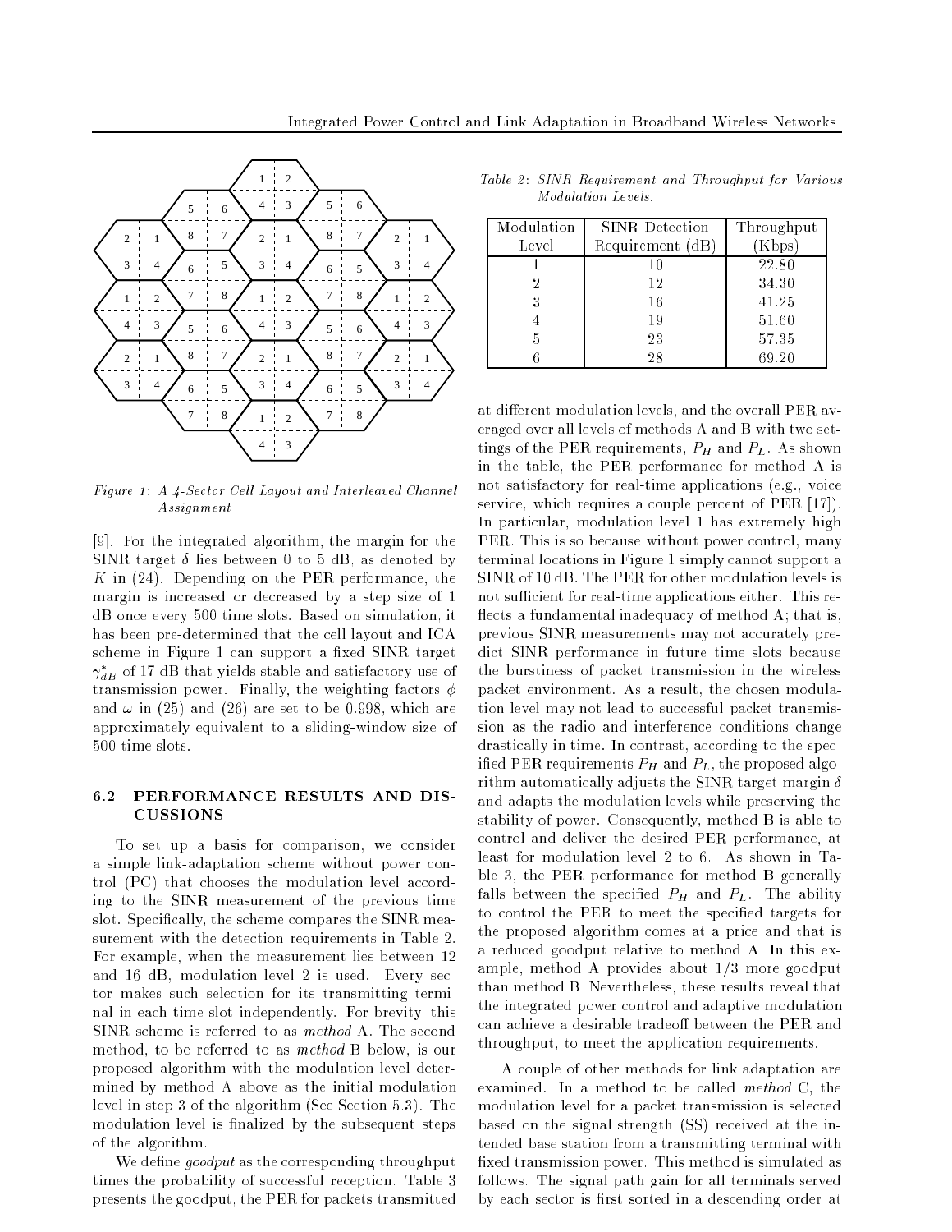Figure 1: A 4-Sector Cell Layout and Interleaved Channel Assignment

[9]. For the integrated algorithm, the margin for the SINR target $\delta$ lies between 0 to 5 dB, as denoted by $K$ in (24). Depending on the PER performance, the margin is increased or decreased by a step size of 1 dB once every 500 time slots. Based on simulation, it has been pre-determined that the cell layout and ICA scheme in Figure 1 can support a fixed SINR target $\gamma^*_{dB}$ of 17 dB that yields stable and satisfactory use of transmission power. Finally, the weighting factors $\phi$ and $\omega$ in (25) and (26) are set to be 0.998, which are approximately equivalent to a sliding-window size of 500 time slots.

### 6.2 PERFORMANCE RESULTS AND DISCUSSIONS

To set up a basis for comparison, we consider a simple link-adaptation scheme without power control (PC) that chooses the modulation level according to the SINR measurement of the previous time slot. Specifically, the scheme compares the SINR measurement with the detection requirements in Table 2. For example, when the measurement lies between 12 and 16 dB, modulation level 2 is used. Every sector makes such selection for its transmitting terminal in each time slot independently. For brevity, this SINR scheme is referred to as *method* A. The second method, to be referred to as *method* B below, is our proposed algorithm with the modulation level determined by method A above as the initial modulation level in step 3 of the algorithm (See Section 5.3). The modulation level is finalized by the subsequent steps of the algorithm.

We define *goodput* as the corresponding throughput times the probability of successful reception. Table 3 presents the goodput, the PER for packets transmitted

Table 2: SINR Requirement and Throughput for Various Modulation Levels.

| Modulation Level | SINR Detection Requirement (dB) | Throughput (Kbps) |
|---|---|---|
| 1 | 10 | 22.80 |
| 2 | 12 | 34.30 |
| 3 | 16 | 41.25 |
| 4 | 19 | 51.60 |
| 5 | 23 | 57.35 |
| 6 | 28 | 69.20 |

at different modulation levels, and the overall PER averaged over all levels of methods A and B with two settings of the PER requirements, $P_H$ and $P_L$. As shown in the table, the PER performance for method A is not satisfactory for real-time applications (e.g., voice service, which requires a couple percent of PER [17]). In particular, modulation level 1 has extremely high PER. This is so because without power control, many terminal locations in Figure 1 simply cannot support a SINR of 10 dB. The PER for other modulation levels is not sufficient for real-time applications either. This reflects a fundamental inadequacy of method A; that is, previous SINR measurements may not accurately predict SINR performance in future time slots because the burstiness of packet transmission in the wireless packet environment. As a result, the chosen modulation level may not lead to successful packet transmission as the radio and interference conditions change drastically in time. In contrast, according to the specified PER requirements $P_H$ and $P_L$, the proposed algorithm automatically adjusts the SINR target margin $\delta$ and adapts the modulation levels while preserving the stability of power. Consequently, method B is able to control and deliver the desired PER performance, at least for modulation level 2 to 6. As shown in Table 3, the PER performance for method B generally falls between the specified $P_H$ and $P_L$. The ability to control the PER to meet the specified targets for the proposed algorithm comes at a price and that is a reduced goodput relative to method A. In this example, method A provides about 1/3 more goodput than method B. Nevertheless, these results reveal that the integrated power control and adaptive modulation can achieve a desirable tradeoff between the PER and throughput, to meet the application requirements.

A couple of other methods for link adaptation are examined. In a method to be called *method* C, the modulation level for a packet transmission is selected based on the signal strength (SS) received at the intended base station from a transmitting terminal with fixed transmission power. This method is simulated as follows. The signal path gain for all terminals served by each sector is first sorted in a descending order at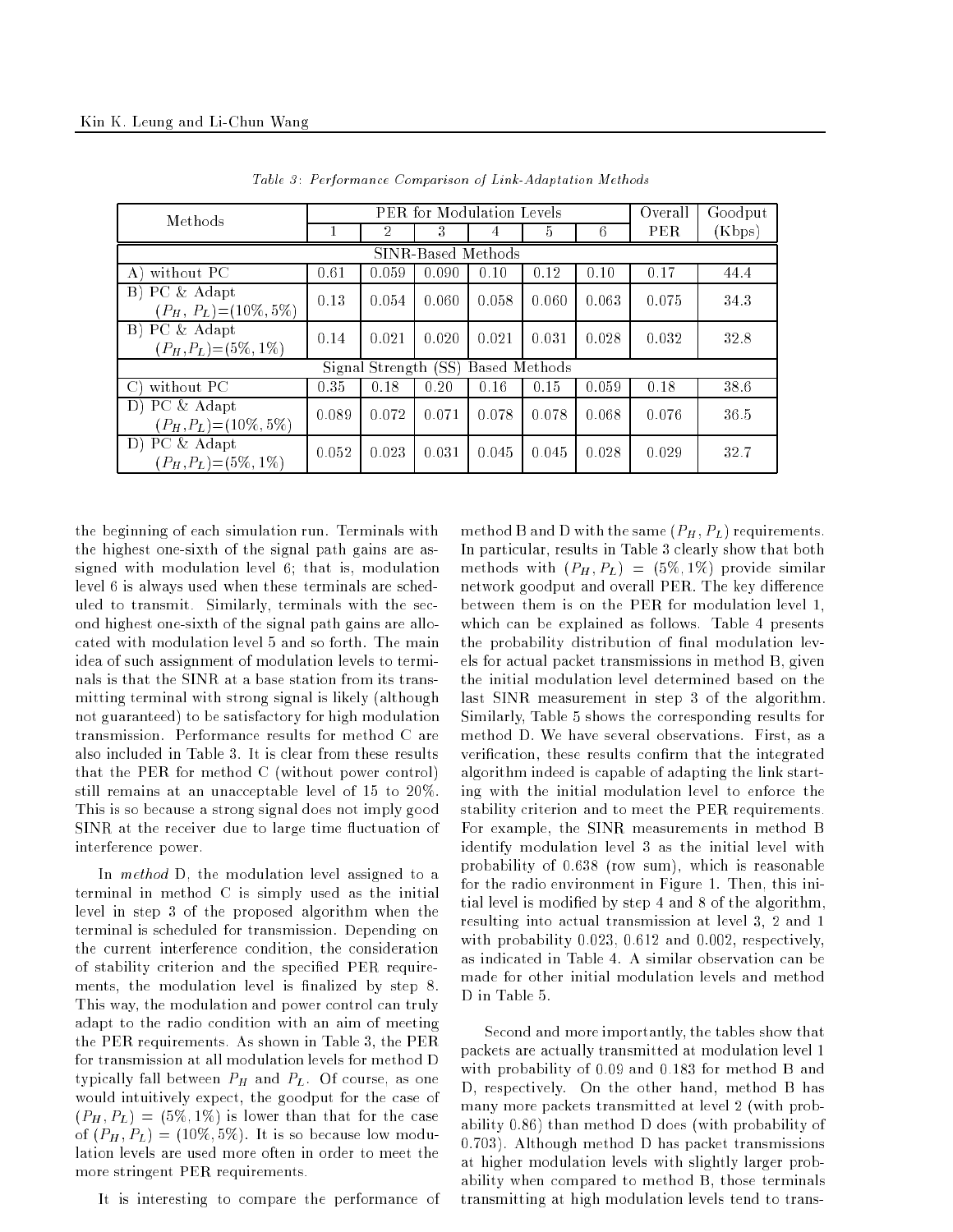*Table 3: Performance Comparison of Link-Adaptation Methods*

| Methods | PER for Modulation Levels | | | | | | Overall | Goodput |
|---|---|---|---|---|---|---|---|---|
| | 1 | 2 | 3 | 4 | 5 | 6 | PER | (Kbps) |
| SINR-Based Methods | | | | | | | | |
| A) without PC | 0.61 | 0.059 | 0.090 | 0.10 | 0.12 | 0.10 | 0.17 | 44.4 |
| B) PC & Adapt ($P_H$, $P_L$)=(10%, 5%) | 0.13 | 0.054 | 0.060 | 0.058 | 0.060 | 0.063 | 0.075 | 34.3 |
| B) PC & Adapt ($P_H$,$P_L$)=(5%, 1%) | 0.14 | 0.021 | 0.020 | 0.021 | 0.031 | 0.028 | 0.032 | 32.8 |
| Signal Strength (SS) Based Methods | | | | | | | | |
| C) without PC | 0.35 | 0.18 | 0.20 | 0.16 | 0.15 | 0.059 | 0.18 | 38.6 |
| D) PC & Adapt ($P_H$,$P_L$)=(10%, 5%) | 0.089 | 0.072 | 0.071 | 0.078 | 0.078 | 0.068 | 0.076 | 36.5 |
| D) PC & Adapt ($P_H$,$P_L$)=(5%, 1%) | 0.052 | 0.023 | 0.031 | 0.045 | 0.045 | 0.028 | 0.029 | 32.7 |

the beginning of each simulation run. Terminals with the highest one-sixth of the signal path gains are assigned with modulation level 6; that is, modulation level 6 is always used when these terminals are scheduled to transmit. Similarly, terminals with the second highest one-sixth of the signal path gains are allocated with modulation level 5 and so forth. The main idea of such assignment of modulation levels to terminals is that the SINR at a base station from its transmitting terminal with strong signal is likely (although not guaranteed) to be satisfactory for high modulation transmission. Performance results for method C are also included in Table 3. It is clear from these results that the PER for method C (without power control) still remains at an unacceptable level of 15 to 20%. This is so because a strong signal does not imply good SINR at the receiver due to large time fluctuation of interference power.

In *method* D, the modulation level assigned to a terminal in method C is simply used as the initial level in step 3 of the proposed algorithm when the terminal is scheduled for transmission. Depending on the current interference condition, the consideration of stability criterion and the specified PER requirements, the modulation level is finalized by step 8. This way, the modulation and power control can truly adapt to the radio condition with an aim of meeting the PER requirements. As shown in Table 3, the PER for transmission at all modulation levels for method D typically fall between $P_H$ and $P_L$. Of course, as one would intuitively expect, the goodput for the case of $(P_H, P_L) = (5\%, 1\%)$ is lower than that for the case of $(P_H, P_L) = (10\%, 5\%)$. It is so because low modulation levels are used more often in order to meet the more stringent PER requirements.

It is interesting to compare the performance of method B and D with the same ($P_H$, $P_L$) requirements. In particular, results in Table 3 clearly show that both methods with $(P_H, P_L) = (5\%, 1\%)$ provide similar network goodput and overall PER. The key difference between them is on the PER for modulation level 1, which can be explained as follows. Table 4 presents the probability distribution of final modulation levels for actual packet transmissions in method B, given the initial modulation level determined based on the last SINR measurement in step 3 of the algorithm. Similarly, Table 5 shows the corresponding results for method D. We have several observations. First, as a verification, these results confirm that the integrated algorithm indeed is capable of adapting the link starting with the initial modulation level to enforce the stability criterion and to meet the PER requirements. For example, the SINR measurements in method B identify modulation level 3 as the initial level with probability of 0.638 (row sum), which is reasonable for the radio environment in Figure 1. Then, this initial level is modified by step 4 and 8 of the algorithm, resulting into actual transmission at level 3, 2 and 1 with probability 0.023, 0.612 and 0.002, respectively, as indicated in Table 4. A similar observation can be made for other initial modulation levels and method D in Table 5.

Second and more importantly, the tables show that packets are actually transmitted at modulation level 1 with probability of 0.09 and 0.183 for method B and D, respectively. On the other hand, method B has many more packets transmitted at level 2 (with probability 0.86) than method D does (with probability of 0.703). Although method D has packet transmissions at higher modulation levels with slightly larger probability when compared to method B, those terminals transmitting at high modulation levels tend to trans-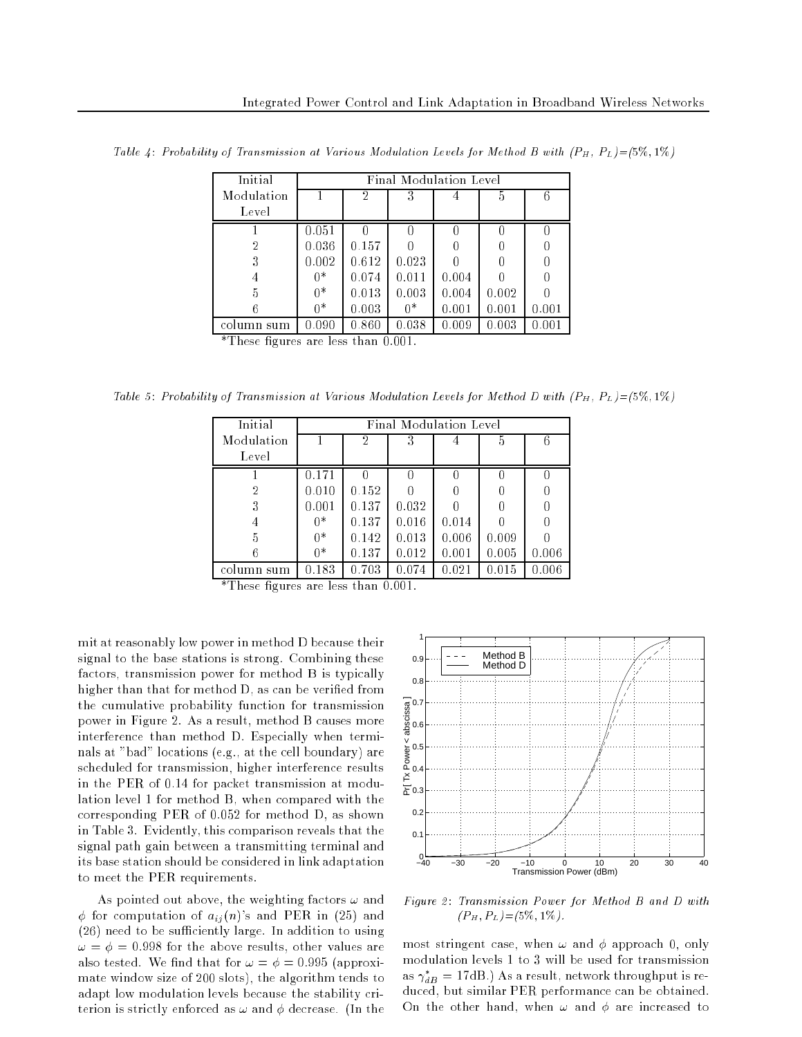*Table 4: Probability of Transmission at Various Modulation Levels for Method B with ($P_H$, $P_L$)=(5%, 1%)*

| Initial Modulation Level | Final Modulation Level | | | | | |
|---|---|---|---|---|---|---|
| | 1 | 2 | 3 | 4 | 5 | 6 |
| 1 | 0.051 | 0 | 0 | 0 | 0 | 0 |
| 2 | 0.036 | 0.157 | 0 | 0 | 0 | 0 |
| 3 | 0.002 | 0.612 | 0.023 | 0 | 0 | 0 |
| 4 | 0* | 0.074 | 0.011 | 0.004 | 0 | 0 |
| 5 | 0* | 0.013 | 0.003 | 0.004 | 0.002 | 0 |
| 6 | 0* | 0.003 | 0* | 0.001 | 0.001 | 0.001 |
| column sum | 0.090 | 0.860 | 0.038 | 0.009 | 0.003 | 0.001 |

*These figures are less than 0.001.

*Table 5: Probability of Transmission at Various Modulation Levels for Method D with ($P_H$, $P_L$)=(5%, 1%)*

| Initial Modulation Level | Final Modulation Level | | | | | |
|---|---|---|---|---|---|---|
| | 1 | 2 | 3 | 4 | 5 | 6 |
| 1 | 0.171 | 0 | 0 | 0 | 0 | 0 |
| 2 | 0.010 | 0.152 | 0 | 0 | 0 | 0 |
| 3 | 0.001 | 0.137 | 0.032 | 0 | 0 | 0 |
| 4 | 0* | 0.137 | 0.016 | 0.014 | 0 | 0 |
| 5 | 0* | 0.142 | 0.013 | 0.006 | 0.009 | 0 |
| 6 | 0* | 0.137 | 0.012 | 0.001 | 0.005 | 0.006 |
| column sum | 0.183 | 0.703 | 0.074 | 0.021 | 0.015 | 0.006 |

*These figures are less than 0.001.

mit at reasonably low power in method D because their signal to the base stations is strong. Combining these factors, transmission power for method B is typically higher than that for method D, as can be verified from the cumulative probability function for transmission power in Figure 2. As a result, method B causes more interference than method D. Especially when terminals at "bad" locations (e.g., at the cell boundary) are scheduled for transmission, higher interference results in the PER of 0.14 for packet transmission at modulation level 1 for method B, when compared with the corresponding PER of 0.052 for method D, as shown in Table 3. Evidently, this comparison reveals that the signal path gain between a transmitting terminal and its base station should be considered in link adaptation to meet the PER requirements.

*Figure 2: Transmission Power for Method B and D with ($P_H$, $P_L$)=(5%, 1%).*

As pointed out above, the weighting factors $\omega$ and $\phi$ for computation of $a_{ij}(n)$'s and PER in (25) and (26) need to be sufficiently large. In addition to using $\omega = \phi = 0.998$ for the above results, other values are also tested. We find that for $\omega = \phi = 0.995$ (approximate window size of 200 slots), the algorithm tends to adapt low modulation levels because the stability criterion is strictly enforced as $\omega$ and $\phi$ decrease. (In the most stringent case, when $\omega$ and $\phi$ approach 0, only modulation levels 1 to 3 will be used for transmission as $\gamma^*_{dB} = 17$dB.) As a result, network throughput is reduced, but similar PER performance can be obtained. On the other hand, when $\omega$ and $\phi$ are increased to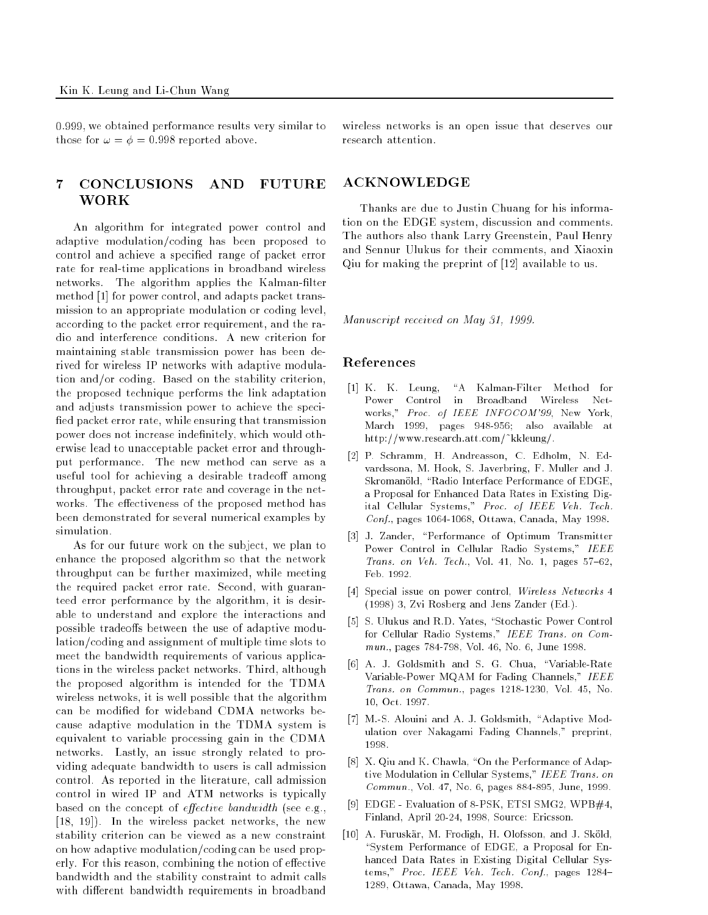0.999, we obtained performance results very similar to those for $\omega = \phi = 0.998$ reported above.

## 7 CONCLUSIONS AND FUTURE WORK

An algorithm for integrated power control and adaptive modulation/coding has been proposed to control and achieve a specified range of packet error rate for real-time applications in broadband wireless networks. The algorithm applies the Kalman-filter method [1] for power control, and adapts packet transmission to an appropriate modulation or coding level, according to the packet error requirement, and the radio and interference conditions. A new criterion for maintaining stable transmission power has been derived for wireless IP networks with adaptive modulation and/or coding. Based on the stability criterion, the proposed technique performs the link adaptation and adjusts transmission power to achieve the specified packet error rate, while ensuring that transmission power does not increase indefinitely, which would otherwise lead to unacceptable packet error and throughput performance. The new method can serve as a useful tool for achieving a desirable tradeoff among throughput, packet error rate and coverage in the networks. The effectiveness of the proposed method has been demonstrated for several numerical examples by simulation.

As for our future work on the subject, we plan to enhance the proposed algorithm so that the network throughput can be further maximized, while meeting the required packet error rate. Second, with guaranteed error performance by the algorithm, it is desirable to understand and explore the interactions and possible tradeoffs between the use of adaptive modulation/coding and assignment of multiple time slots to meet the bandwidth requirements of various applications in the wireless packet networks. Third, although the proposed algorithm is intended for the TDMA wireless netwoks, it is well possible that the algorithm can be modified for wideband CDMA networks because adaptive modulation in the TDMA system is equivalent to variable processing gain in the CDMA networks. Lastly, an issue strongly related to providing adequate bandwidth to users is call admission control. As reported in the literature, call admission control in wired IP and ATM networks is typically based on the concept of *effective bandwidth* (see e.g., [18, 19]). In the wireless packet networks, the new stability criterion can be viewed as a new constraint on how adaptive modulation/coding can be used properly. For this reason, combining the notion of effective bandwidth and the stability constraint to admit calls with different bandwidth requirements in broadband wireless networks is an open issue that deserves our research attention.

## ACKNOWLEDGE

Thanks are due to Justin Chuang for his information on the EDGE system, discussion and comments. The authors also thank Larry Greenstein, Paul Henry and Sennur Ulukus for their comments, and Xiaoxin Qiu for making the preprint of [12] available to us.

*Manuscript received on May 31, 1999.*

## References

[1] K. K. Leung, "A Kalman-Filter Method for Power Control in Broadband Wireless Networks," *Proc. of IEEE INFOCOM'99*, New York, March 1999, pages 948-956; also available at http://www.research.att.com/~kkleung/.

[2] P. Schramm, H. Andreasson, C. Edholm, N. Edvardssona, M. Hook, S. Javerbring, F. Muller and J. Skromanöld, "Radio Interface Performance of EDGE, a Proposal for Enhanced Data Rates in Existing Digital Cellular Systems," *Proc. of IEEE Veh. Tech. Conf.*, pages 1064-1068, Ottawa, Canada, May 1998.

[3] J. Zander, "Performance of Optimum Transmitter Power Control in Cellular Radio Systems," *IEEE Trans. on Veh. Tech.*, Vol. 41, No. 1, pages 57–62, Feb. 1992.

[4] Special issue on power control, *Wireless Networks* 4 (1998) 3, Zvi Rosberg and Jens Zander (Ed.).

[5] S. Ulukus and R.D. Yates, "Stochastic Power Control for Cellular Radio Systems," *IEEE Trans. on Commun.*, pages 784-798, Vol. 46, No. 6, June 1998.

[6] A. J. Goldsmith and S. G. Chua, "Variable-Rate Variable-Power MQAM for Fading Channels," *IEEE Trans. on Commun.*, pages 1218-1230, Vol. 45, No. 10, Oct. 1997.

[7] M.-S. Alouini and A. J. Goldsmith, "Adaptive Modulation over Nakagami Fading Channels," preprint, 1998.

[8] X. Qiu and K. Chawla, "On the Performance of Adaptive Modulation in Cellular Systems," *IEEE Trans. on Commun.*, Vol. 47, No. 6, pages 884-895, June, 1999.

[9] EDGE - Evaluation of 8-PSK, ETSI SMG2, WPB#4, Finland, April 20-24, 1998, Source: Ericsson.

[10] A. Furuskär, M. Frodigh, H. Olofsson, and J. Sköld, "System Performance of EDGE, a Proposal for Enhanced Data Rates in Existing Digital Cellular Systems," *Proc. IEEE Veh. Tech. Conf.*, pages 1284–1289, Ottawa, Canada, May 1998.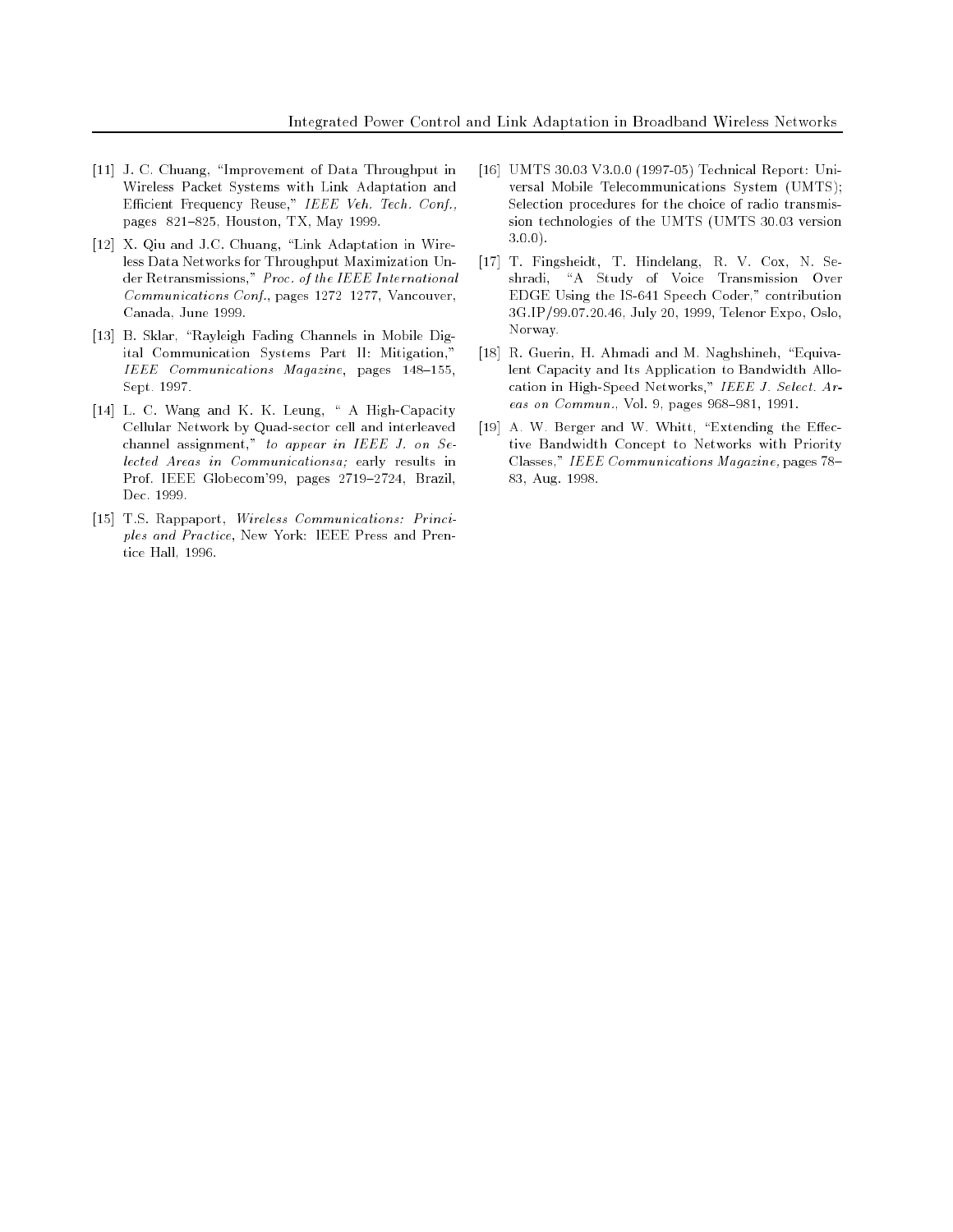[11] J. C. Chuang, "Improvement of Data Throughput in Wireless Packet Systems with Link Adaptation and Efficient Frequency Reuse," *IEEE Veh. Tech. Conf.,* pages 821–825, Houston, TX, May 1999.

[12] X. Qiu and J.C. Chuang, "Link Adaptation in Wireless Data Networks for Throughput Maximization Under Retransmissions," *Proc. of the IEEE International Communications Conf.*, pages 1272 1277, Vancouver, Canada, June 1999.

[13] B. Sklar, "Rayleigh Fading Channels in Mobile Digital Communication Systems Part II: Mitigation," *IEEE Communications Magazine*, pages 148–155, Sept. 1997.

[14] L. C. Wang and K. K. Leung, " A High-Capacity Cellular Network by Quad-sector cell and interleaved channel assignment," *to appear in IEEE J. on Selected Areas in Communicationsa;* early results in Prof. IEEE Globecom'99, pages 2719–2724, Brazil, Dec. 1999.

[15] T.S. Rappaport, *Wireless Communications: Principles and Practice*, New York: IEEE Press and Prentice Hall, 1996.

[16] UMTS 30.03 V3.0.0 (1997-05) Technical Report: Universal Mobile Telecommunications System (UMTS); Selection procedures for the choice of radio transmission technologies of the UMTS (UMTS 30.03 version 3.0.0).

[17] T. Fingsheidt, T. Hindelang, R. V. Cox, N. Seshradi, "A Study of Voice Transmission Over EDGE Using the IS-641 Speech Coder," contribution 3G.IP/99.07.20.46, July 20, 1999, Telenor Expo, Oslo, Norway.

[18] R. Guerin, H. Ahmadi and M. Naghshineh, "Equivalent Capacity and Its Application to Bandwidth Allocation in High-Speed Networks," *IEEE J. Select. Areas on Commun.*, Vol. 9, pages 968–981, 1991.

[19] A. W. Berger and W. Whitt, "Extending the Effective Bandwidth Concept to Networks with Priority Classes," *IEEE Communications Magazine,* pages 78–83, Aug. 1998.